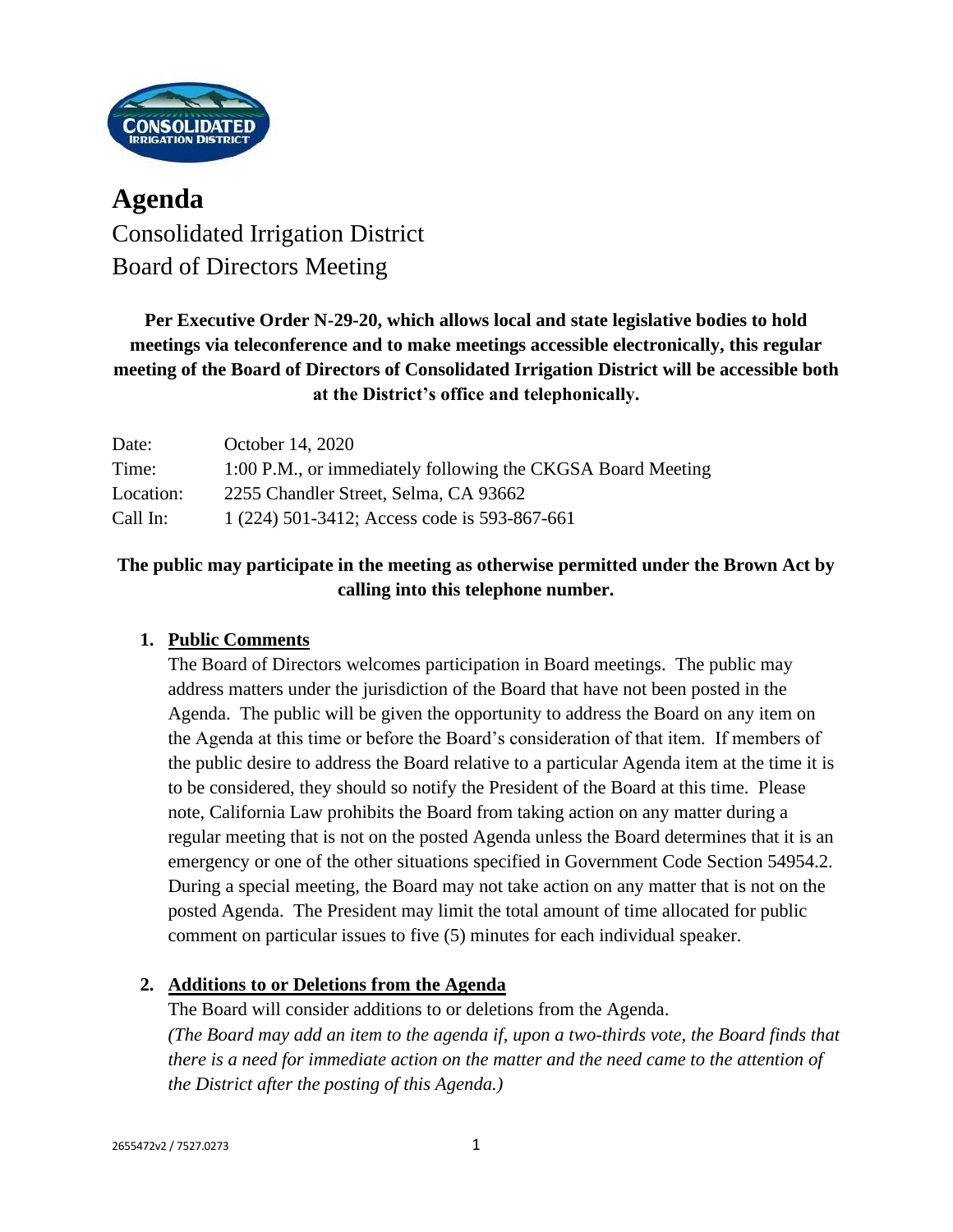# Agenda

## Consolidated Irrigation District
## Board of Directors Meeting

**Per Executive Order N-29-20, which allows local and state legislative bodies to hold meetings via teleconference and to make meetings accessible electronically, this regular meeting of the Board of Directors of Consolidated Irrigation District will be accessible both at the District's office and telephonically.**

| | |
|---|---|
| Date: | October 14, 2020 |
| Time: | 1:00 P.M., or immediately following the CKGSA Board Meeting |
| Location: | 2255 Chandler Street, Selma, CA 93662 |
| Call In: | 1 (224) 501-3412; Access code is 593-867-661 |

**The public may participate in the meeting as otherwise permitted under the Brown Act by calling into this telephone number.**

1. **Public Comments**

   The Board of Directors welcomes participation in Board meetings. The public may address matters under the jurisdiction of the Board that have not been posted in the Agenda. The public will be given the opportunity to address the Board on any item on the Agenda at this time or before the Board's consideration of that item. If members of the public desire to address the Board relative to a particular Agenda item at the time it is to be considered, they should so notify the President of the Board at this time. Please note, California Law prohibits the Board from taking action on any matter during a regular meeting that is not on the posted Agenda unless the Board determines that it is an emergency or one of the other situations specified in Government Code Section 54954.2. During a special meeting, the Board may not take action on any matter that is not on the posted Agenda. The President may limit the total amount of time allocated for public comment on particular issues to five (5) minutes for each individual speaker.

2. **Additions to or Deletions from the Agenda**

   The Board will consider additions to or deletions from the Agenda.
   *(The Board may add an item to the agenda if, upon a two-thirds vote, the Board finds that there is a need for immediate action on the matter and the need came to the attention of the District after the posting of this Agenda.)*

2655472v2 / 7527.0273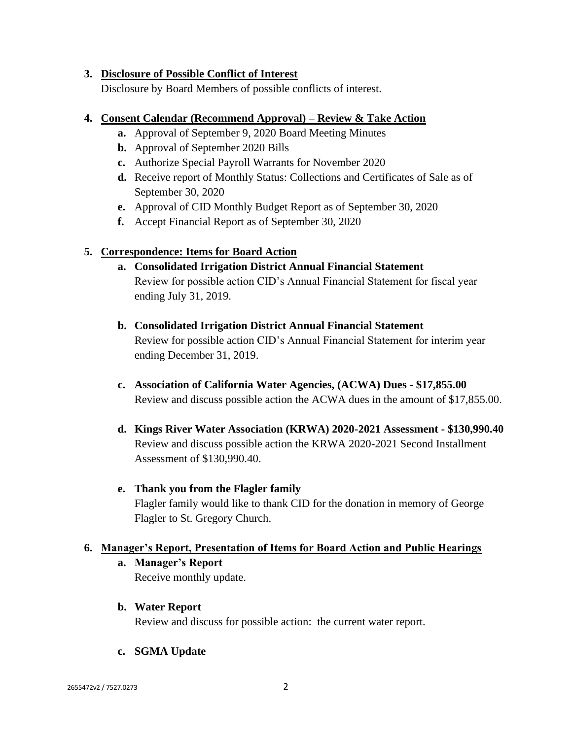3. **Disclosure of Possible Conflict of Interest**
   Disclosure by Board Members of possible conflicts of interest.

4. **Consent Calendar (Recommend Approval) – Review & Take Action**
   - **a.** Approval of September 9, 2020 Board Meeting Minutes
   - **b.** Approval of September 2020 Bills
   - **c.** Authorize Special Payroll Warrants for November 2020
   - **d.** Receive report of Monthly Status: Collections and Certificates of Sale as of September 30, 2020
   - **e.** Approval of CID Monthly Budget Report as of September 30, 2020
   - **f.** Accept Financial Report as of September 30, 2020

5. **Correspondence: Items for Board Action**
   - **a. Consolidated Irrigation District Annual Financial Statement**
     Review for possible action CID's Annual Financial Statement for fiscal year ending July 31, 2019.

   - **b. Consolidated Irrigation District Annual Financial Statement**
     Review for possible action CID's Annual Financial Statement for interim year ending December 31, 2019.

   - **c. Association of California Water Agencies, (ACWA) Dues - $17,855.00**
     Review and discuss possible action the ACWA dues in the amount of $17,855.00.

   - **d. Kings River Water Association (KRWA) 2020-2021 Assessment - $130,990.40**
     Review and discuss possible action the KRWA 2020-2021 Second Installment Assessment of $130,990.40.

   - **e. Thank you from the Flagler family**
     Flagler family would like to thank CID for the donation in memory of George Flagler to St. Gregory Church.

6. **Manager's Report, Presentation of Items for Board Action and Public Hearings**
   - **a. Manager's Report**
     Receive monthly update.

   - **b. Water Report**
     Review and discuss for possible action: the current water report.

   - **c. SGMA Update**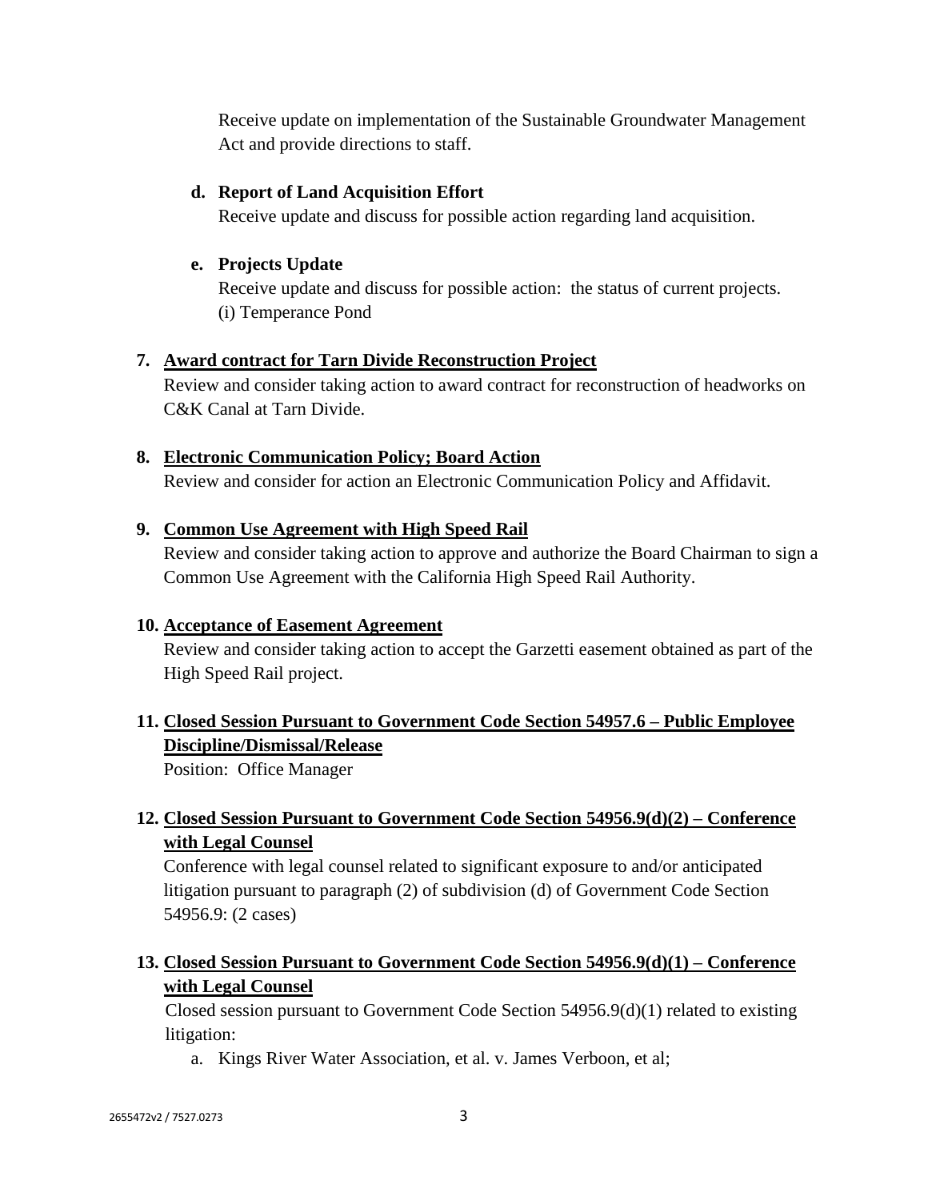Receive update on implementation of the Sustainable Groundwater Management Act and provide directions to staff.

   d. **Report of Land Acquisition Effort**
      Receive update and discuss for possible action regarding land acquisition.

   e. **Projects Update**
      Receive update and discuss for possible action: the status of current projects.
      (i) Temperance Pond

7. **Award contract for Tarn Divide Reconstruction Project**
   Review and consider taking action to award contract for reconstruction of headworks on C&K Canal at Tarn Divide.

8. **Electronic Communication Policy; Board Action**
   Review and consider for action an Electronic Communication Policy and Affidavit.

9. **Common Use Agreement with High Speed Rail**
   Review and consider taking action to approve and authorize the Board Chairman to sign a Common Use Agreement with the California High Speed Rail Authority.

10. **Acceptance of Easement Agreement**
    Review and consider taking action to accept the Garzetti easement obtained as part of the High Speed Rail project.

11. **Closed Session Pursuant to Government Code Section 54957.6 – Public Employee Discipline/Dismissal/Release**
    Position: Office Manager

12. **Closed Session Pursuant to Government Code Section 54956.9(d)(2) – Conference with Legal Counsel**
    Conference with legal counsel related to significant exposure to and/or anticipated litigation pursuant to paragraph (2) of subdivision (d) of Government Code Section 54956.9: (2 cases)

13. **Closed Session Pursuant to Government Code Section 54956.9(d)(1) – Conference with Legal Counsel**
    Closed session pursuant to Government Code Section 54956.9(d)(1) related to existing litigation:
    a. Kings River Water Association, et al. v. James Verboon, et al;

2655472v2 / 7527.0273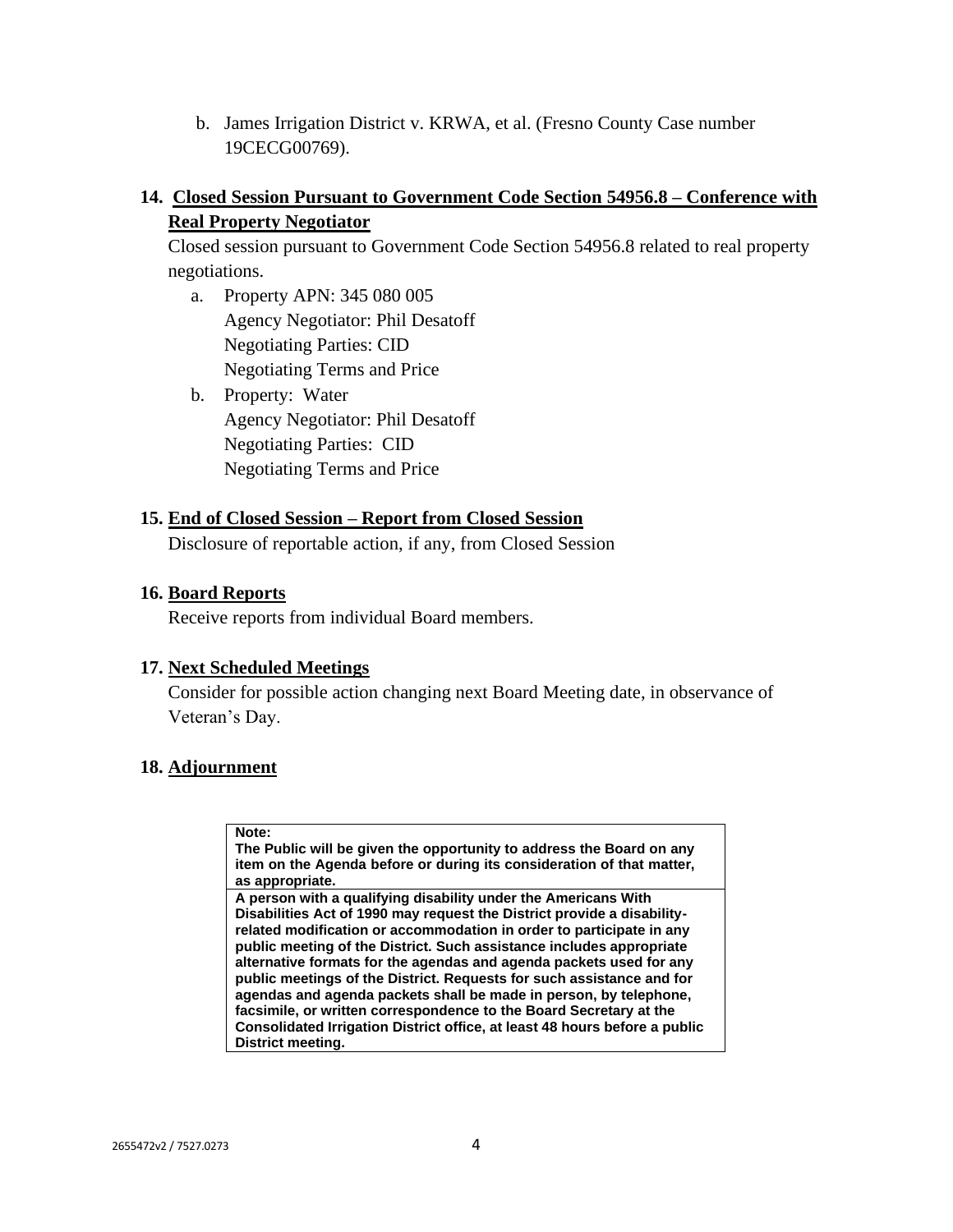b. James Irrigation District v. KRWA, et al. (Fresno County Case number 19CECG00769).

**14. Closed Session Pursuant to Government Code Section 54956.8 – Conference with Real Property Negotiator**

Closed session pursuant to Government Code Section 54956.8 related to real property negotiations.

a. Property APN: 345 080 005
   Agency Negotiator: Phil Desatoff
   Negotiating Parties: CID
   Negotiating Terms and Price

b. Property: Water
   Agency Negotiator: Phil Desatoff
   Negotiating Parties: CID
   Negotiating Terms and Price

**15. End of Closed Session – Report from Closed Session**

Disclosure of reportable action, if any, from Closed Session

**16. Board Reports**

Receive reports from individual Board members.

**17. Next Scheduled Meetings**

Consider for possible action changing next Board Meeting date, in observance of Veteran's Day.

**18. Adjournment**

| |
|---|
| **Note:** **The Public will be given the opportunity to address the Board on any item on the Agenda before or during its consideration of that matter, as appropriate.** |
| **A person with a qualifying disability under the Americans With Disabilities Act of 1990 may request the District provide a disability-related modification or accommodation in order to participate in any public meeting of the District. Such assistance includes appropriate alternative formats for the agendas and agenda packets used for any public meetings of the District. Requests for such assistance and for agendas and agenda packets shall be made in person, by telephone, facsimile, or written correspondence to the Board Secretary at the Consolidated Irrigation District office, at least 48 hours before a public District meeting.** |

2655472v2 / 7527.0273